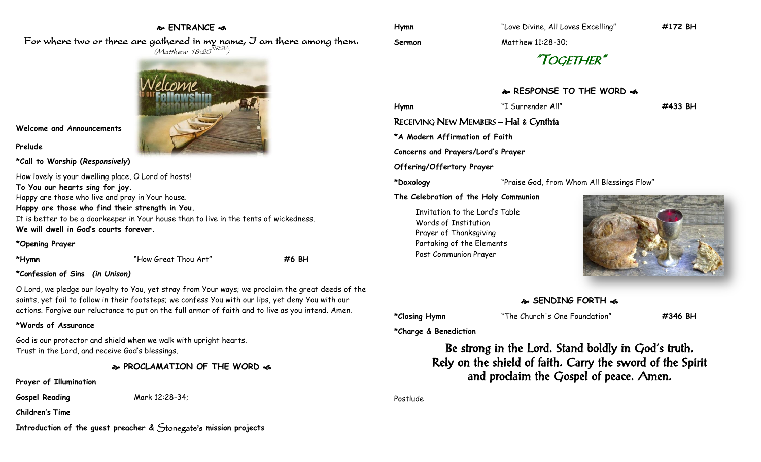## ENTRANCE

For where two or three are gathered in my name, I am there among them.
(Matthew 18:20 NRSV)

**Welcome and Announcements**

**Prelude**

***Call to Worship (*Responsively*)**

How lovely is your dwelling place, O Lord of hosts!
**To You our hearts sing for joy.**
Happy are those who live and pray in Your house.
**Happy are those who find their strength in You.**
It is better to be a doorkeeper in Your house than to live in the tents of wickedness.
**We will dwell in God's courts forever.**

***Opening Prayer**

**\*Hymn** "How Great Thou Art" **#6 BH**

***Confession of Sins** ***(in Unison)***

O Lord, we pledge our loyalty to You, yet stray from Your ways; we proclaim the great deeds of the saints, yet fail to follow in their footsteps; we confess You with our lips, yet deny You with our actions. Forgive our reluctance to put on the full armor of faith and to live as you intend. Amen.

***Words of Assurance**

God is our protector and shield when we walk with upright hearts.
Trust in the Lord, and receive God's blessings.

## PROCLAMATION OF THE WORD

**Prayer of Illumination**

**Gospel Reading** Mark 12:28-34;

**Children's Time**

**Introduction of the guest preacher & Stonegate's mission projects**

**Hymn** "Love Divine, All Loves Excelling" **#172 BH**

**Sermon** Matthew 11:28-30;

### "TOGETHER"

## RESPONSE TO THE WORD

**Hymn** "I Surrender All" **#433 BH**

RECEIVING NEW MEMBERS – Hal & Cynthia

***A Modern Affirmation of Faith**

**Concerns and Prayers/Lord's Prayer**

**Offering/Offertory Prayer**

**\*Doxology** "Praise God, from Whom All Blessings Flow"

**The Celebration of the Holy Communion**

- Invitation to the Lord's Table
- Words of Institution
- Prayer of Thanksgiving
- Partaking of the Elements
- Post Communion Prayer

## SENDING FORTH

**\*Closing Hymn** "The Church's One Foundation" **#346 BH**

***Charge & Benediction**

Be strong in the Lord. Stand boldly in God's truth.
Rely on the shield of faith. Carry the sword of the Spirit
and proclaim the Gospel of peace. Amen.

Postlude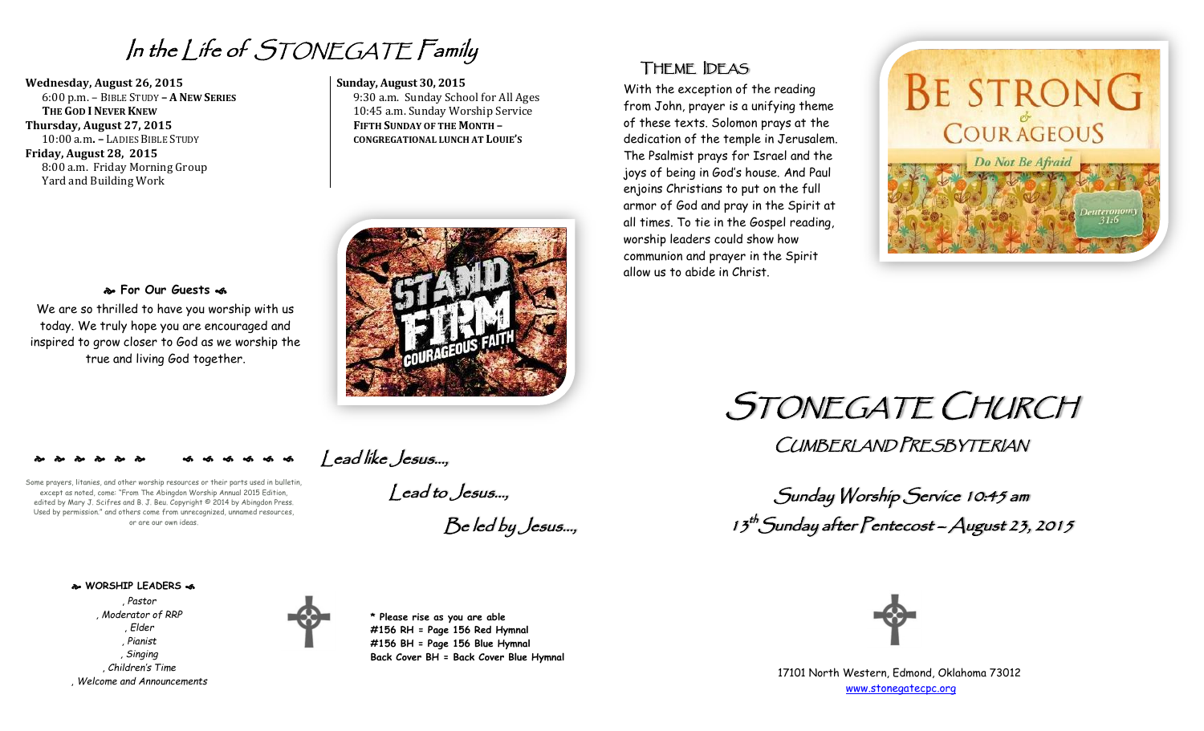# In the Life of STONEGATE Family

**Wednesday, August 26, 2015**
6:00 p.m. – BIBLE STUDY – **A NEW SERIES**
**THE GOD I NEVER KNEW**
**Thursday, August 27, 2015**
10:00 a.m. – LADIES BIBLE STUDY
**Friday, August 28, 2015**
8:00 a.m. Friday Morning Group
Yard and Building Work

**Sunday, August 30, 2015**
9:30 a.m. Sunday School for All Ages
10:45 a.m. Sunday Worship Service
**FIFTH SUNDAY OF THE MONTH – CONGREGATIONAL LUNCH AT LOUIE'S**

**For Our Guests**

We are so thrilled to have you worship with us today. We truly hope you are encouraged and inspired to grow closer to God as we worship the true and living God together.

Some prayers, litanies, and other worship resources or their parts used in bulletin, except as noted, come: "From The Abingdon Worship Annual 2015 Edition, edited by Mary J. Scifres and B. J. Beu. Copyright © 2014 by Abingdon Press. Used by permission." and others come from unrecognized, unnamed resources, or are our own ideas.

*Lead like Jesus...,*

*Lead to Jesus...,*

*Be led by Jesus...,*

**WORSHIP LEADERS**

*, Pastor*
*, Moderator of RRP*
*, Elder*
*, Pianist*
*, Singing*
*, Children's Time*
*, Welcome and Announcements*

**\* Please rise as you are able**
**#156 RH = Page 156 Red Hymnal**
**#156 BH = Page 156 Blue Hymnal**
**Back Cover BH = Back Cover Blue Hymnal**

## Theme Ideas

With the exception of the reading from John, prayer is a unifying theme of these texts. Solomon prays at the dedication of the temple in Jerusalem. The Psalmist prays for Israel and the joys of being in God's house. And Paul enjoins Christians to put on the full armor of God and pray in the Spirit at all times. To tie in the Gospel reading, worship leaders could show how communion and prayer in the Spirit allow us to abide in Christ.

# STONEGATE CHURCH

## CUMBERLAND PRESBYTERIAN

*Sunday Worship Service 10:45 am*

*13th Sunday after Pentecost – August 23, 2015*

17101 North Western, Edmond, Oklahoma 73012
www.stonegatecpc.org